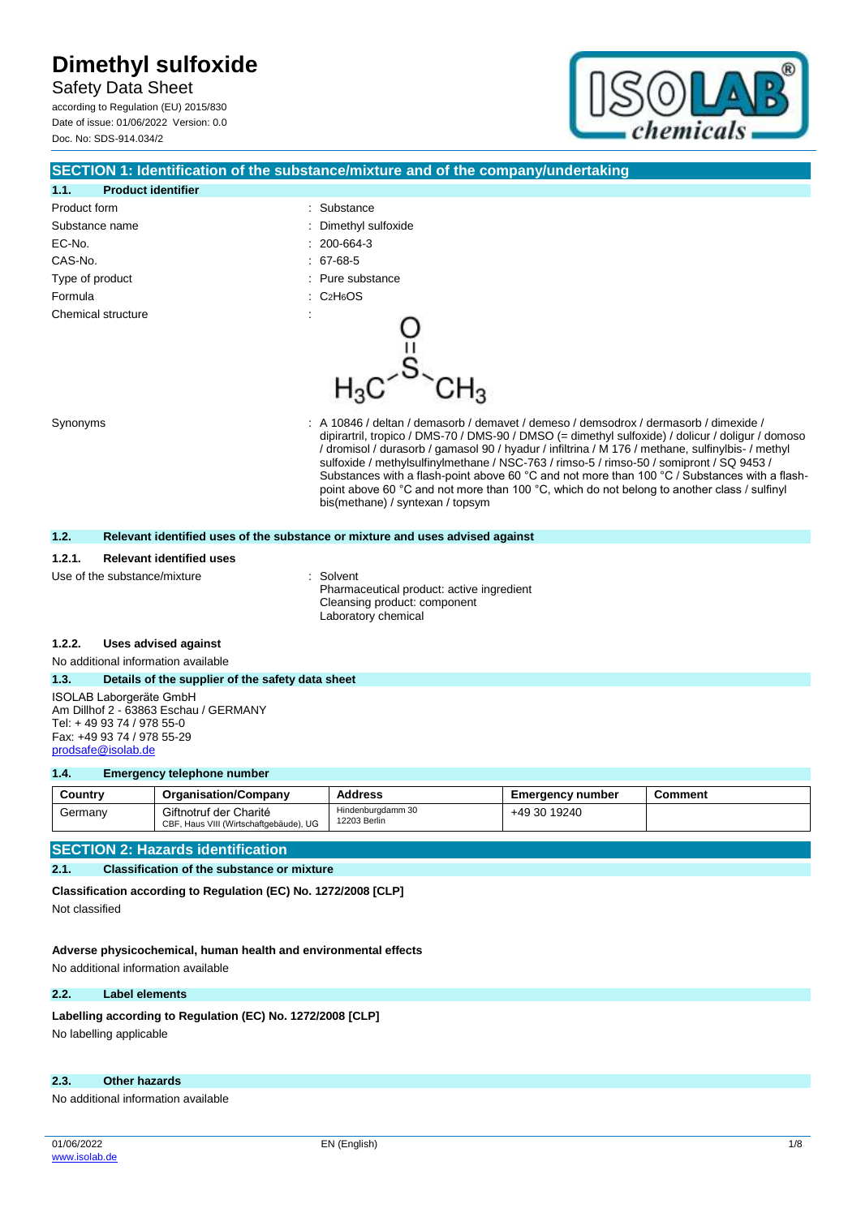# Dimethyl sulfoxide

Safety Data Sheet

according to Regulation (EU) 2015/830
Date of issue: 01/06/2022 Version: 0.0
Doc. No: SDS-914.034/2

## SECTION 1: Identification of the substance/mixture and of the company/undertaking

### 1.1. Product identifier

| | |
|---|---|
| Product form | : Substance |
| Substance name | : Dimethyl sulfoxide |
| EC-No. | : 200-664-3 |
| CAS-No. | : 67-68-5 |
| Type of product | : Pure substance |
| Formula | : $C_2H_6OS$ |
| Chemical structure | : |

| | |
|---|---|
| Synonyms | : A 10846 / deltan / demasorb / demavet / demeso / demsodrox / dermasorb / dimexide / dipirartril, tropico / DMS-70 / DMS-90 / DMSO (= dimethyl sulfoxide) / dolicur / doligur / domoso / dromisol / durasorb / gamasol 90 / hyadur / infiltrina / M 176 / methane, sulfinylbis- / methyl sulfoxide / methylsulfinylmethane / NSC-763 / rimso-5 / rimso-50 / somipront / SQ 9453 / Substances with a flash-point above 60 °C and not more than 100 °C / Substances with a flash-point above 60 °C and not more than 100 °C, which do not belong to another class / sulfinyl bis(methane) / syntexan / topsym |

### 1.2. Relevant identified uses of the substance or mixture and uses advised against

#### 1.2.1. Relevant identified uses

Use of the substance/mixture : Solvent
Pharmaceutical product: active ingredient
Cleansing product: component
Laboratory chemical

#### 1.2.2. Uses advised against

No additional information available

### 1.3. Details of the supplier of the safety data sheet

ISOLAB Laborgeräte GmbH
Am Dillhof 2 - 63863 Eschau / GERMANY
Tel: + 49 93 74 / 978 55-0
Fax: +49 93 74 / 978 55-29
prodsafe@isolab.de

### 1.4. Emergency telephone number

| Country | Organisation/Company | Address | Emergency number | Comment |
|---|---|---|---|---|
| Germany | Giftnotruf der Charité<br>CBF, Haus VIII (Wirtschaftgebäude), UG | Hindenburgdamm 30<br>12203 Berlin | +49 30 19240 | |

## SECTION 2: Hazards identification

### 2.1. Classification of the substance or mixture

**Classification according to Regulation (EC) No. 1272/2008 [CLP]**

Not classified

**Adverse physicochemical, human health and environmental effects**

No additional information available

### 2.2. Label elements

**Labelling according to Regulation (EC) No. 1272/2008 [CLP]**

No labelling applicable

### 2.3. Other hazards

No additional information available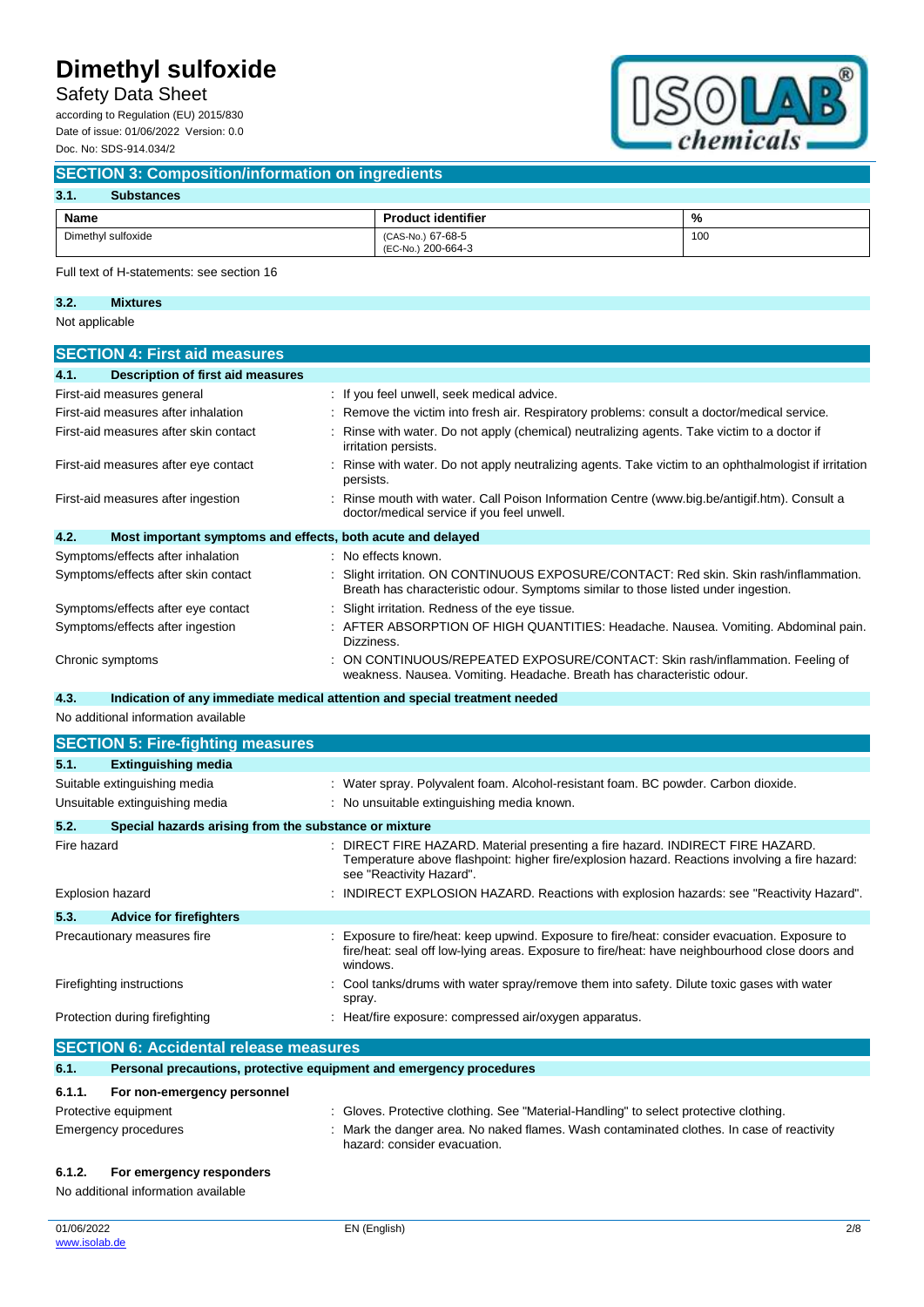## SECTION 3: Composition/information on ingredients

### 3.1. Substances

| Name | Product identifier | % |
|---|---|---|
| Dimethyl sulfoxide | (CAS-No.) 67-68-5<br>(EC-No.) 200-664-3 | 100 |

Full text of H-statements: see section 16

### 3.2. Mixtures

Not applicable

## SECTION 4: First aid measures

### 4.1. Description of first aid measures

First-aid measures general : If you feel unwell, seek medical advice.

First-aid measures after inhalation : Remove the victim into fresh air. Respiratory problems: consult a doctor/medical service.

First-aid measures after skin contact : Rinse with water. Do not apply (chemical) neutralizing agents. Take victim to a doctor if irritation persists.

First-aid measures after eye contact : Rinse with water. Do not apply neutralizing agents. Take victim to an ophthalmologist if irritation persists.

First-aid measures after ingestion : Rinse mouth with water. Call Poison Information Centre (www.big.be/antigif.htm). Consult a doctor/medical service if you feel unwell.

### 4.2. Most important symptoms and effects, both acute and delayed

Symptoms/effects after inhalation : No effects known.

Symptoms/effects after skin contact : Slight irritation. ON CONTINUOUS EXPOSURE/CONTACT: Red skin. Skin rash/inflammation. Breath has characteristic odour. Symptoms similar to those listed under ingestion.

Symptoms/effects after eye contact : Slight irritation. Redness of the eye tissue.

Symptoms/effects after ingestion : AFTER ABSORPTION OF HIGH QUANTITIES: Headache. Nausea. Vomiting. Abdominal pain. Dizziness.

Chronic symptoms : ON CONTINUOUS/REPEATED EXPOSURE/CONTACT: Skin rash/inflammation. Feeling of weakness. Nausea. Vomiting. Headache. Breath has characteristic odour.

### 4.3. Indication of any immediate medical attention and special treatment needed

No additional information available

## SECTION 5: Fire-fighting measures

### 5.1. Extinguishing media

Suitable extinguishing media : Water spray. Polyvalent foam. Alcohol-resistant foam. BC powder. Carbon dioxide.

Unsuitable extinguishing media : No unsuitable extinguishing media known.

### 5.2. Special hazards arising from the substance or mixture

Fire hazard : DIRECT FIRE HAZARD. Material presenting a fire hazard. INDIRECT FIRE HAZARD. Temperature above flashpoint: higher fire/explosion hazard. Reactions involving a fire hazard: see "Reactivity Hazard".

Explosion hazard : INDIRECT EXPLOSION HAZARD. Reactions with explosion hazards: see "Reactivity Hazard".

### 5.3. Advice for firefighters

Precautionary measures fire : Exposure to fire/heat: keep upwind. Exposure to fire/heat: consider evacuation. Exposure to fire/heat: seal off low-lying areas. Exposure to fire/heat: have neighbourhood close doors and windows.

Firefighting instructions : Cool tanks/drums with water spray/remove them into safety. Dilute toxic gases with water spray.

Protection during firefighting : Heat/fire exposure: compressed air/oxygen apparatus.

## SECTION 6: Accidental release measures

### 6.1. Personal precautions, protective equipment and emergency procedures

#### 6.1.1. For non-emergency personnel

Protective equipment : Gloves. Protective clothing. See "Material-Handling" to select protective clothing.

Emergency procedures : Mark the danger area. No naked flames. Wash contaminated clothes. In case of reactivity hazard: consider evacuation.

#### 6.1.2. For emergency responders

No additional information available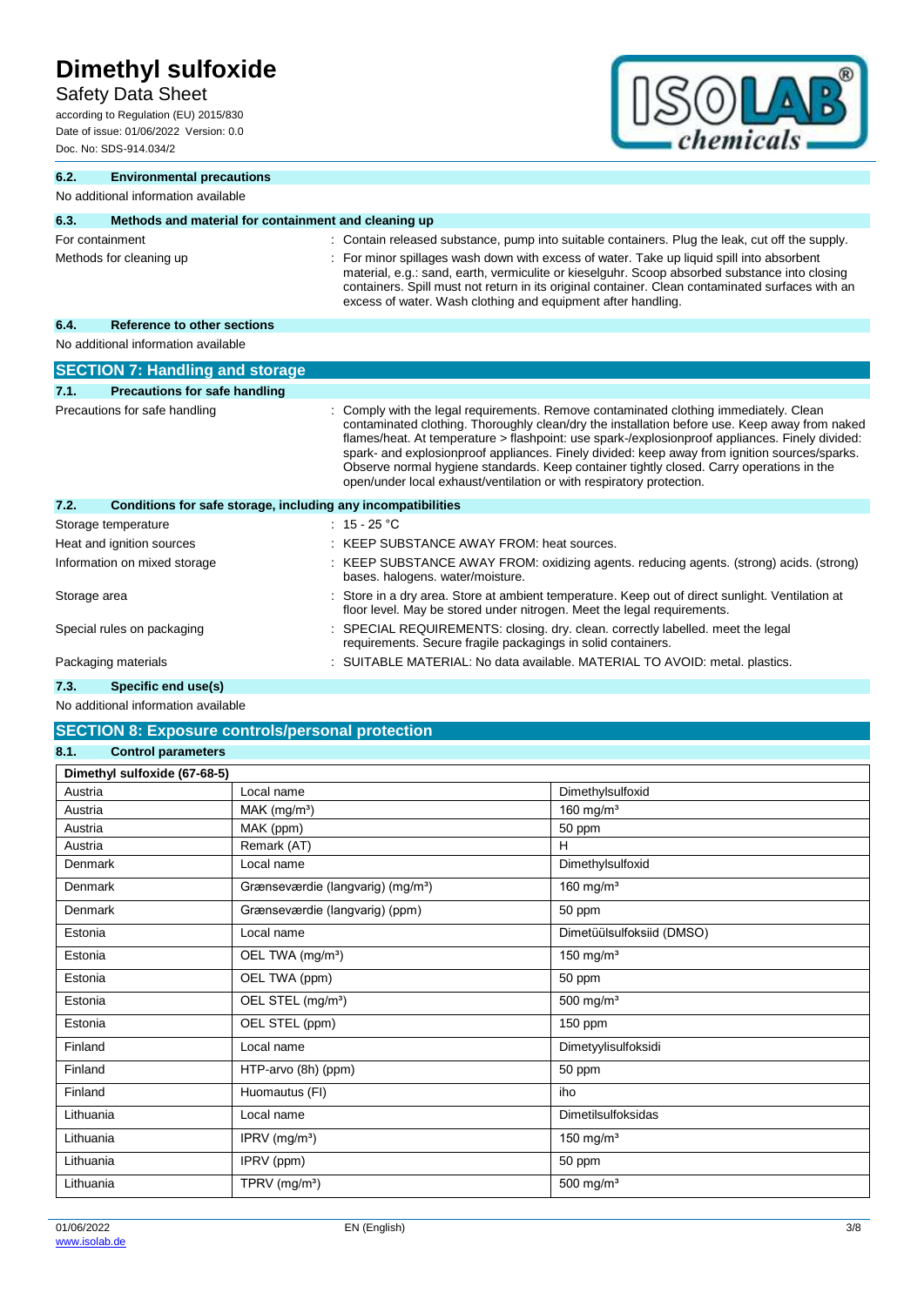### 6.2. Environmental precautions

No additional information available

### 6.3. Methods and material for containment and cleaning up

| | |
|---|---|
| For containment | : Contain released substance, pump into suitable containers. Plug the leak, cut off the supply. |
| Methods for cleaning up | : For minor spillages wash down with excess of water. Take up liquid spill into absorbent material, e.g.: sand, earth, vermiculite or kieselguhr. Scoop absorbed substance into closing containers. Spill must not return in its original container. Clean contaminated surfaces with an excess of water. Wash clothing and equipment after handling. |

### 6.4. Reference to other sections

No additional information available

## SECTION 7: Handling and storage

### 7.1. Precautions for safe handling

| | |
|---|---|
| Precautions for safe handling | : Comply with the legal requirements. Remove contaminated clothing immediately. Clean contaminated clothing. Thoroughly clean/dry the installation before use. Keep away from naked flames/heat. At temperature > flashpoint: use spark-/explosionproof appliances. Finely divided: spark- and explosionproof appliances. Finely divided: keep away from ignition sources/sparks. Observe normal hygiene standards. Keep container tightly closed. Carry operations in the open/under local exhaust/ventilation or with respiratory protection. |

### 7.2. Conditions for safe storage, including any incompatibilities

| | |
|---|---|
| Storage temperature | : 15 - 25 °C |
| Heat and ignition sources | : KEEP SUBSTANCE AWAY FROM: heat sources. |
| Information on mixed storage | : KEEP SUBSTANCE AWAY FROM: oxidizing agents. reducing agents. (strong) acids. (strong) bases. halogens. water/moisture. |
| Storage area | : Store in a dry area. Store at ambient temperature. Keep out of direct sunlight. Ventilation at floor level. May be stored under nitrogen. Meet the legal requirements. |
| Special rules on packaging | : SPECIAL REQUIREMENTS: closing. dry. clean. correctly labelled. meet the legal requirements. Secure fragile packagings in solid containers. |
| Packaging materials | : SUITABLE MATERIAL: No data available. MATERIAL TO AVOID: metal. plastics. |

### 7.3. Specific end use(s)

No additional information available

## SECTION 8: Exposure controls/personal protection

### 8.1. Control parameters

| Dimethyl sulfoxide (67-68-5) | | |
|---|---|---|
| Austria | Local name | Dimethylsulfoxid |
| Austria | MAK (mg/m³) | 160 mg/m³ |
| Austria | MAK (ppm) | 50 ppm |
| Austria | Remark (AT) | H |
| Denmark | Local name | Dimethylsulfoxid |
| Denmark | Grænseværdie (langvarig) (mg/m³) | 160 mg/m³ |
| Denmark | Grænseværdie (langvarig) (ppm) | 50 ppm |
| Estonia | Local name | Dimetüülsulfoksiid (DMSO) |
| Estonia | OEL TWA (mg/m³) | 150 mg/m³ |
| Estonia | OEL TWA (ppm) | 50 ppm |
| Estonia | OEL STEL (mg/m³) | 500 mg/m³ |
| Estonia | OEL STEL (ppm) | 150 ppm |
| Finland | Local name | Dimetyylisulfoksidi |
| Finland | HTP-arvo (8h) (ppm) | 50 ppm |
| Finland | Huomautus (FI) | iho |
| Lithuania | Local name | Dimetilsulfoksidas |
| Lithuania | IPRV (mg/m³) | 150 mg/m³ |
| Lithuania | IPRV (ppm) | 50 ppm |
| Lithuania | TPRV (mg/m³) | 500 mg/m³ |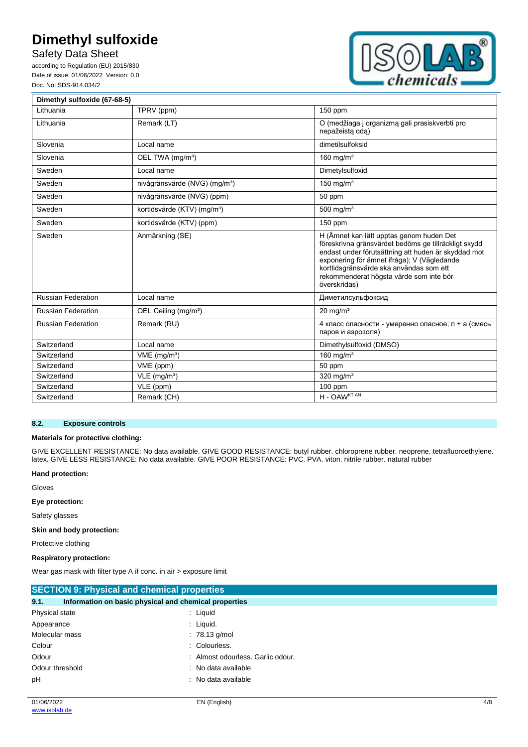| Dimethyl sulfoxide (67-68-5) | | |
|---|---|---|
| Lithuania | TPRV (ppm) | 150 ppm |
| Lithuania | Remark (LT) | O (medžiaga į organizmą gali prasiskverbti pro nepažeistą odą) |
| Slovenia | Local name | dimetilsulfoksid |
| Slovenia | OEL TWA (mg/m³) | 160 mg/m³ |
| Sweden | Local name | Dimetylsulfoxid |
| Sweden | nivågränsvärde (NVG) (mg/m³) | 150 mg/m³ |
| Sweden | nivågränsvärde (NVG) (ppm) | 50 ppm |
| Sweden | kortidsvärde (KTV) (mg/m³) | 500 mg/m³ |
| Sweden | kortidsvärde (KTV) (ppm) | 150 ppm |
| Sweden | Anmärkning (SE) | H (Ämnet kan lätt upptas genom huden Det föreskrivna gränsvärdet bedöms ge tillräckligt skydd endast under förutsättning att huden är skyddad mot exponering för ämnet ifråga); V (Vägledande korttidsgränsvärde ska användas som ett rekommenderat högsta värde som inte bör överskridas) |
| Russian Federation | Local name | Диметилсульфоксид |
| Russian Federation | OEL Ceiling (mg/m³) | 20 mg/m³ |
| Russian Federation | Remark (RU) | 4 класс опасности - умеренно опасное; п + а (смесь паров и аэрозоля) |
| Switzerland | Local name | Dimethylsulfoxid (DMSO) |
| Switzerland | VME (mg/m³) | 160 mg/m³ |
| Switzerland | VME (ppm) | 50 ppm |
| Switzerland | VLE (mg/m³) | 320 mg/m³ |
| Switzerland | VLE (ppm) | 100 ppm |
| Switzerland | Remark (CH) | H - OAW[KT AN] |

### 8.2. Exposure controls

**Materials for protective clothing:**

GIVE EXCELLENT RESISTANCE: No data available. GIVE GOOD RESISTANCE: butyl rubber. chloroprene rubber. neoprene. tetrafluoroethylene. latex. GIVE LESS RESISTANCE: No data available. GIVE POOR RESISTANCE: PVC. PVA. viton. nitrile rubber. natural rubber

**Hand protection:**

Gloves

**Eye protection:**

Safety glasses

**Skin and body protection:**

Protective clothing

**Respiratory protection:**

Wear gas mask with filter type A if conc. in air > exposure limit

## SECTION 9: Physical and chemical properties

### 9.1. Information on basic physical and chemical properties

| | |
|---|---|
| Physical state | : Liquid |
| Appearance | : Liquid. |
| Molecular mass | : 78.13 g/mol |
| Colour | : Colourless. |
| Odour | : Almost odourless. Garlic odour. |
| Odour threshold | : No data available |
| pH | : No data available |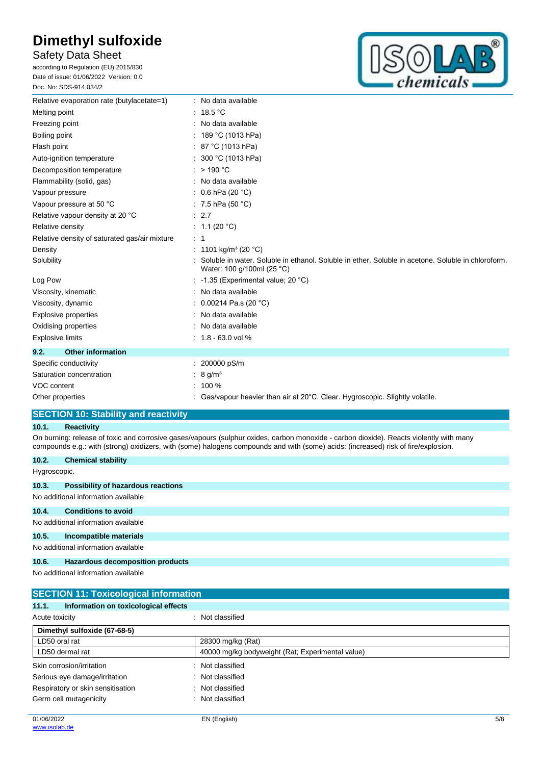| | |
|---|---|
| Relative evaporation rate (butylacetate=1) | : No data available |
| Melting point | : 18.5 °C |
| Freezing point | : No data available |
| Boiling point | : 189 °C (1013 hPa) |
| Flash point | : 87 °C (1013 hPa) |
| Auto-ignition temperature | : 300 °C (1013 hPa) |
| Decomposition temperature | : > 190 °C |
| Flammability (solid, gas) | : No data available |
| Vapour pressure | : 0.6 hPa (20 °C) |
| Vapour pressure at 50 °C | : 7.5 hPa (50 °C) |
| Relative vapour density at 20 °C | : 2.7 |
| Relative density | : 1.1 (20 °C) |
| Relative density of saturated gas/air mixture | : 1 |
| Density | : 1101 kg/m³ (20 °C) |
| Solubility | : Soluble in water. Soluble in ethanol. Soluble in ether. Soluble in acetone. Soluble in chloroform. Water: 100 g/100ml (25 °C) |
| Log Pow | : -1.35 (Experimental value; 20 °C) |
| Viscosity, kinematic | : No data available |
| Viscosity, dynamic | : 0.00214 Pa.s (20 °C) |
| Explosive properties | : No data available |
| Oxidising properties | : No data available |
| Explosive limits | : 1.8 - 63.0 vol % |

### 9.2. Other information

| | |
|---|---|
| Specific conductivity | : 200000 pS/m |
| Saturation concentration | : 8 g/m³ |
| VOC content | : 100 % |
| Other properties | : Gas/vapour heavier than air at 20°C. Clear. Hygroscopic. Slightly volatile. |

## SECTION 10: Stability and reactivity

### 10.1. Reactivity

On burning: release of toxic and corrosive gases/vapours (sulphur oxides, carbon monoxide - carbon dioxide). Reacts violently with many compounds e.g.: with (strong) oxidizers, with (some) halogens compounds and with (some) acids: (increased) risk of fire/explosion.

### 10.2. Chemical stability

Hygroscopic.

### 10.3. Possibility of hazardous reactions

No additional information available

### 10.4. Conditions to avoid

No additional information available

### 10.5. Incompatible materials

No additional information available

### 10.6. Hazardous decomposition products

No additional information available

## SECTION 11: Toxicological information

### 11.1. Information on toxicological effects

Acute toxicity : Not classified

| Dimethyl sulfoxide (67-68-5) | |
|---|---|
| LD50 oral rat | 28300 mg/kg (Rat) |
| LD50 dermal rat | 40000 mg/kg bodyweight (Rat; Experimental value) |

| | |
|---|---|
| Skin corrosion/irritation | : Not classified |
| Serious eye damage/irritation | : Not classified |
| Respiratory or skin sensitisation | : Not classified |
| Germ cell mutagenicity | : Not classified |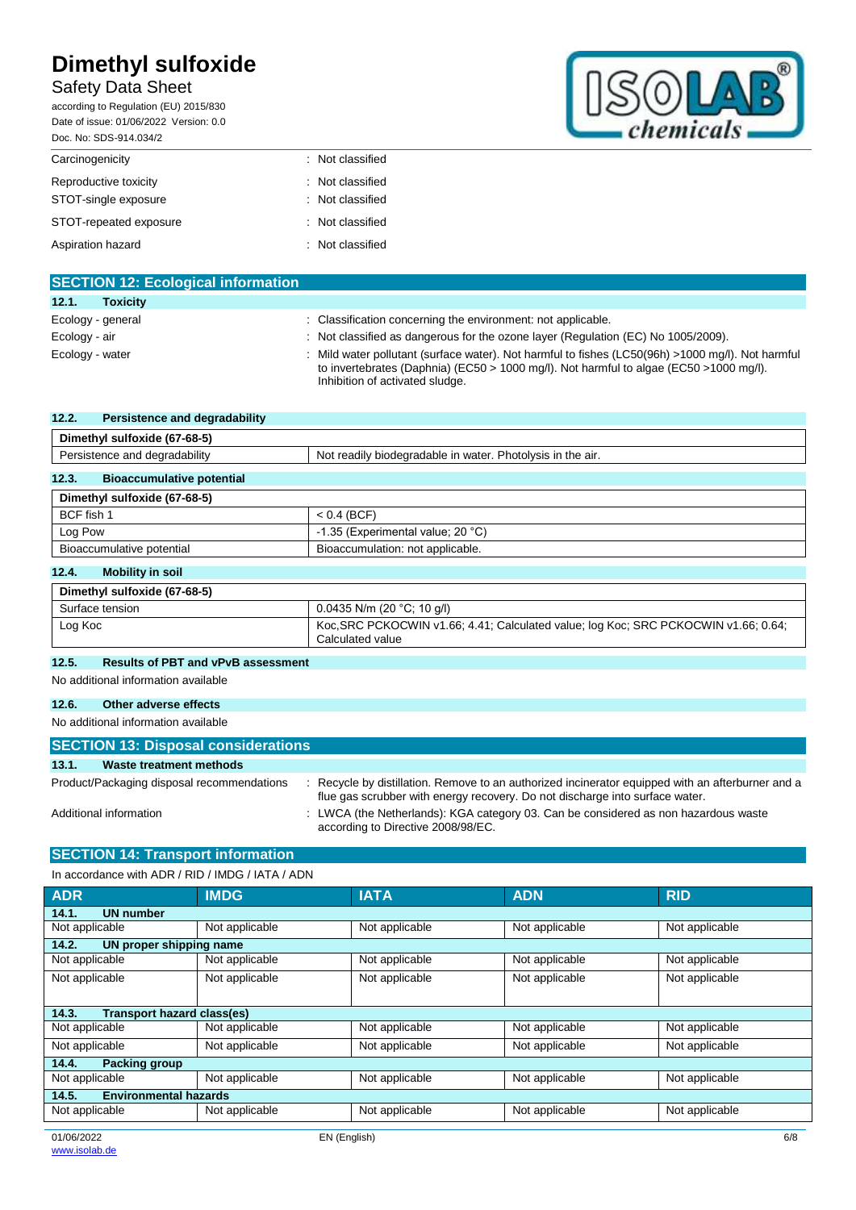| | |
|---|---|
| Carcinogenicity | : Not classified |
| Reproductive toxicity | : Not classified |
| STOT-single exposure | : Not classified |
| STOT-repeated exposure | : Not classified |
| Aspiration hazard | : Not classified |

## SECTION 12: Ecological information

### 12.1. Toxicity

| | |
|---|---|
| Ecology - general | : Classification concerning the environment: not applicable. |
| Ecology - air | : Not classified as dangerous for the ozone layer (Regulation (EC) No 1005/2009). |
| Ecology - water | : Mild water pollutant (surface water). Not harmful to fishes (LC50(96h) >1000 mg/l). Not harmful to invertebrates (Daphnia) (EC50 > 1000 mg/l). Not harmful to algae (EC50 >1000 mg/l). Inhibition of activated sludge. |

### 12.2. Persistence and degradability

| Dimethyl sulfoxide (67-68-5) | |
|---|---|
| Persistence and degradability | Not readily biodegradable in water. Photolysis in the air. |

### 12.3. Bioaccumulative potential

| Dimethyl sulfoxide (67-68-5) | |
|---|---|
| BCF fish 1 | < 0.4 (BCF) |
| Log Pow | -1.35 (Experimental value; 20 °C) |
| Bioaccumulative potential | Bioaccumulation: not applicable. |

### 12.4. Mobility in soil

| Dimethyl sulfoxide (67-68-5) | |
|---|---|
| Surface tension | 0.0435 N/m (20 °C; 10 g/l) |
| Log Koc | Koc,SRC PCKOCWIN v1.66; 4.41; Calculated value; log Koc; SRC PCKOCWIN v1.66; 0.64; Calculated value |

### 12.5. Results of PBT and vPvB assessment

No additional information available

### 12.6. Other adverse effects

No additional information available

## SECTION 13: Disposal considerations

### 13.1. Waste treatment methods

| | |
|---|---|
| Product/Packaging disposal recommendations | : Recycle by distillation. Remove to an authorized incinerator equipped with an afterburner and a flue gas scrubber with energy recovery. Do not discharge into surface water. |
| Additional information | : LWCA (the Netherlands): KGA category 03. Can be considered as non hazardous waste according to Directive 2008/98/EC. |

## SECTION 14: Transport information

In accordance with ADR / RID / IMDG / IATA / ADN

| ADR | IMDG | IATA | ADN | RID |
|---|---|---|---|---|
| **14.1. UN number** | | | | |
| Not applicable | Not applicable | Not applicable | Not applicable | Not applicable |
| **14.2. UN proper shipping name** | | | | |
| Not applicable | Not applicable | Not applicable | Not applicable | Not applicable |
| Not applicable | Not applicable | Not applicable | Not applicable | Not applicable |
| **14.3. Transport hazard class(es)** | | | | |
| Not applicable | Not applicable | Not applicable | Not applicable | Not applicable |
| Not applicable | Not applicable | Not applicable | Not applicable | Not applicable |
| **14.4. Packing group** | | | | |
| Not applicable | Not applicable | Not applicable | Not applicable | Not applicable |
| **14.5. Environmental hazards** | | | | |
| Not applicable | Not applicable | Not applicable | Not applicable | Not applicable |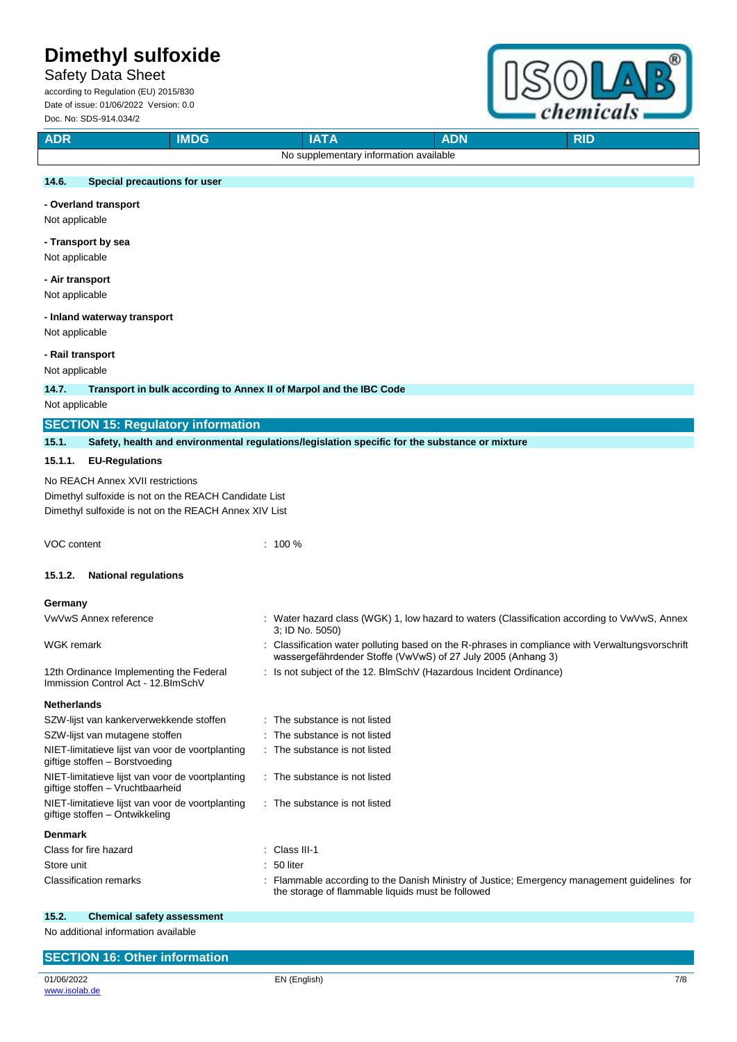| ADR | IMDG | IATA | ADN | RID |
|---|---|---|---|---|
| No supplementary information available | | | | |

### 14.6. Special precautions for user

**- Overland transport**

Not applicable

**- Transport by sea**

Not applicable

**- Air transport**

Not applicable

**- Inland waterway transport**

Not applicable

**- Rail transport**

Not applicable

### 14.7. Transport in bulk according to Annex II of Marpol and the IBC Code

Not applicable

## SECTION 15: Regulatory information

### 15.1. Safety, health and environmental regulations/legislation specific for the substance or mixture

#### 15.1.1. EU-Regulations

No REACH Annex XVII restrictions

Dimethyl sulfoxide is not on the REACH Candidate List

Dimethyl sulfoxide is not on the REACH Annex XIV List

VOC content : 100 %

#### 15.1.2. National regulations

**Germany**

| | |
|---|---|
| VwVwS Annex reference | : Water hazard class (WGK) 1, low hazard to waters (Classification according to VwVwS, Annex 3; ID No. 5050) |
| WGK remark | : Classification water polluting based on the R-phrases in compliance with Verwaltungsvorschrift wassergefährdender Stoffe (VwVwS) of 27 July 2005 (Anhang 3) |
| 12th Ordinance Implementing the Federal Immission Control Act - 12.BImSchV | : Is not subject of the 12. BlmSchV (Hazardous Incident Ordinance) |

**Netherlands**

| | |
|---|---|
| SZW-lijst van kankerverwekkende stoffen | : The substance is not listed |
| SZW-lijst van mutagene stoffen | : The substance is not listed |
| NIET-limitatieve lijst van voor de voortplanting giftige stoffen – Borstvoeding | : The substance is not listed |
| NIET-limitatieve lijst van voor de voortplanting giftige stoffen – Vruchtbaarheid | : The substance is not listed |
| NIET-limitatieve lijst van voor de voortplanting giftige stoffen – Ontwikkeling | : The substance is not listed |

**Denmark**

| | |
|---|---|
| Class for fire hazard | : Class III-1 |
| Store unit | : 50 liter |
| Classification remarks | : Flammable according to the Danish Ministry of Justice; Emergency management guidelines for the storage of flammable liquids must be followed |

### 15.2. Chemical safety assessment

No additional information available

## SECTION 16: Other information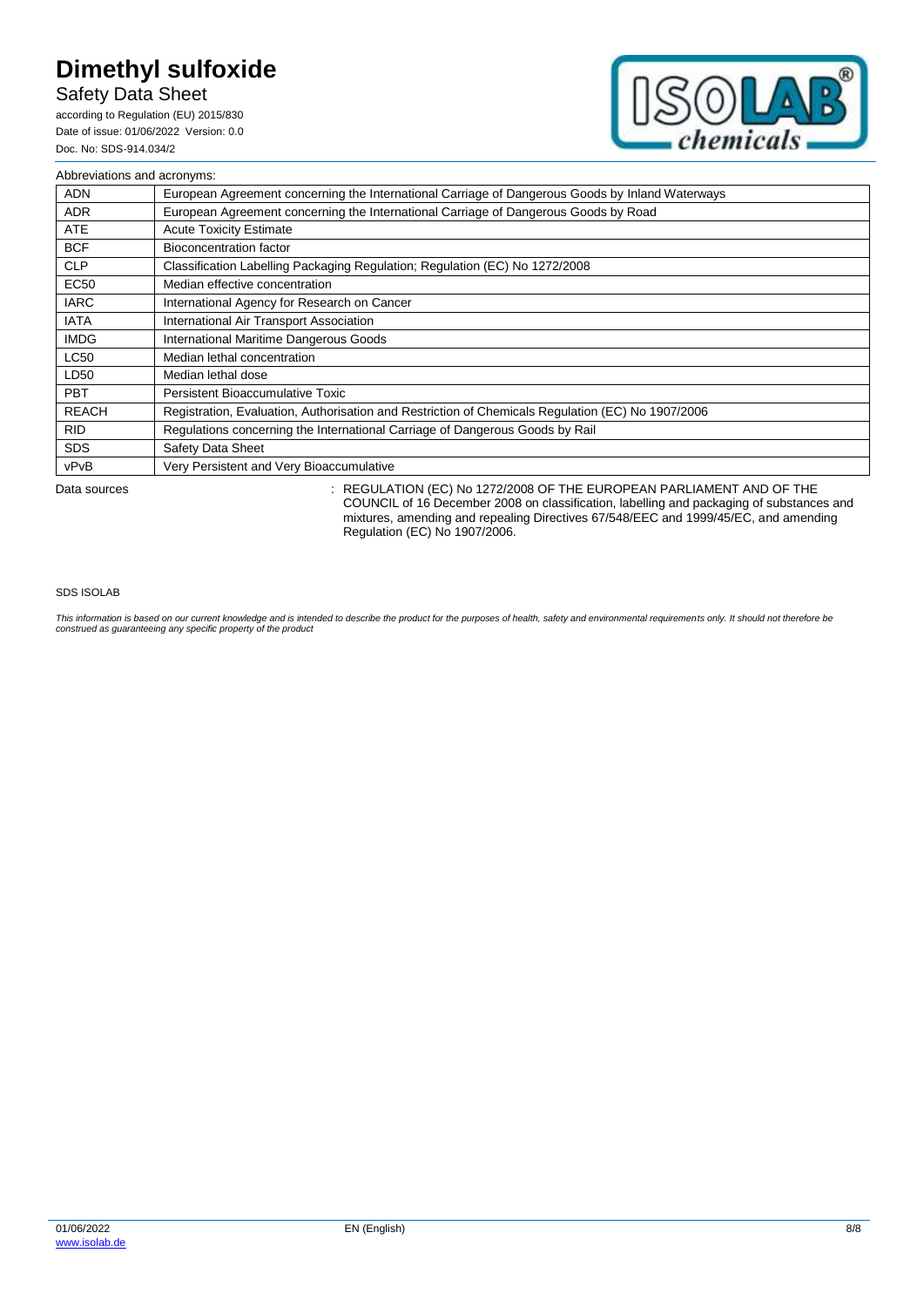Abbreviations and acronyms:

| | |
|---|---|
| ADN | European Agreement concerning the International Carriage of Dangerous Goods by Inland Waterways |
| ADR | European Agreement concerning the International Carriage of Dangerous Goods by Road |
| ATE | Acute Toxicity Estimate |
| BCF | Bioconcentration factor |
| CLP | Classification Labelling Packaging Regulation; Regulation (EC) No 1272/2008 |
| EC50 | Median effective concentration |
| IARC | International Agency for Research on Cancer |
| IATA | International Air Transport Association |
| IMDG | International Maritime Dangerous Goods |
| LC50 | Median lethal concentration |
| LD50 | Median lethal dose |
| PBT | Persistent Bioaccumulative Toxic |
| REACH | Registration, Evaluation, Authorisation and Restriction of Chemicals Regulation (EC) No 1907/2006 |
| RID | Regulations concerning the International Carriage of Dangerous Goods by Rail |
| SDS | Safety Data Sheet |
| vPvB | Very Persistent and Very Bioaccumulative |

Data sources : REGULATION (EC) No 1272/2008 OF THE EUROPEAN PARLIAMENT AND OF THE COUNCIL of 16 December 2008 on classification, labelling and packaging of substances and mixtures, amending and repealing Directives 67/548/EEC and 1999/45/EC, and amending Regulation (EC) No 1907/2006.

SDS ISOLAB

*This information is based on our current knowledge and is intended to describe the product for the purposes of health, safety and environmental requirements only. It should not therefore be construed as guaranteeing any specific property of the product*